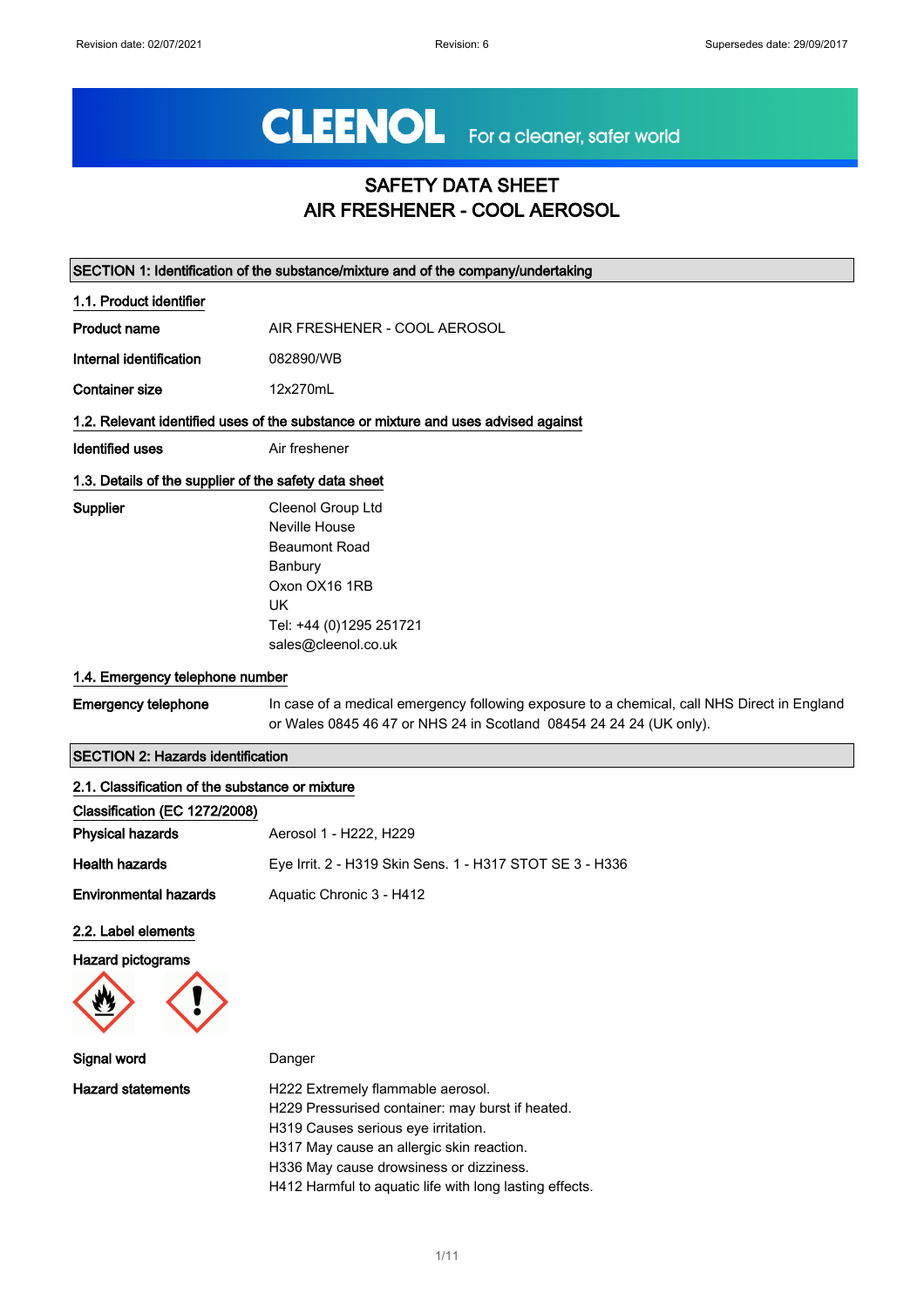# SAFETY DATA SHEET
# AIR FRESHENER - COOL AEROSOL

## SECTION 1: Identification of the substance/mixture and of the company/undertaking

### 1.1. Product identifier

**Product name** AIR FRESHENER - COOL AEROSOL

**Internal identification** 082890/WB

**Container size** 12x270mL

### 1.2. Relevant identified uses of the substance or mixture and uses advised against

**Identified uses** Air freshener

### 1.3. Details of the supplier of the safety data sheet

**Supplier**
Cleenol Group Ltd
Neville House
Beaumont Road
Banbury
Oxon OX16 1RB
UK
Tel: +44 (0)1295 251721
sales@cleenol.co.uk

### 1.4. Emergency telephone number

**Emergency telephone** In case of a medical emergency following exposure to a chemical, call NHS Direct in England or Wales 0845 46 47 or NHS 24 in Scotland 08454 24 24 24 (UK only).

## SECTION 2: Hazards identification

### 2.1. Classification of the substance or mixture

**Classification (EC 1272/2008)**

**Physical hazards** Aerosol 1 - H222, H229

**Health hazards** Eye Irrit. 2 - H319 Skin Sens. 1 - H317 STOT SE 3 - H336

**Environmental hazards** Aquatic Chronic 3 - H412

### 2.2. Label elements

**Hazard pictograms**

**Signal word** Danger

**Hazard statements**
H222 Extremely flammable aerosol.
H229 Pressurised container: may burst if heated.
H319 Causes serious eye irritation.
H317 May cause an allergic skin reaction.
H336 May cause drowsiness or dizziness.
H412 Harmful to aquatic life with long lasting effects.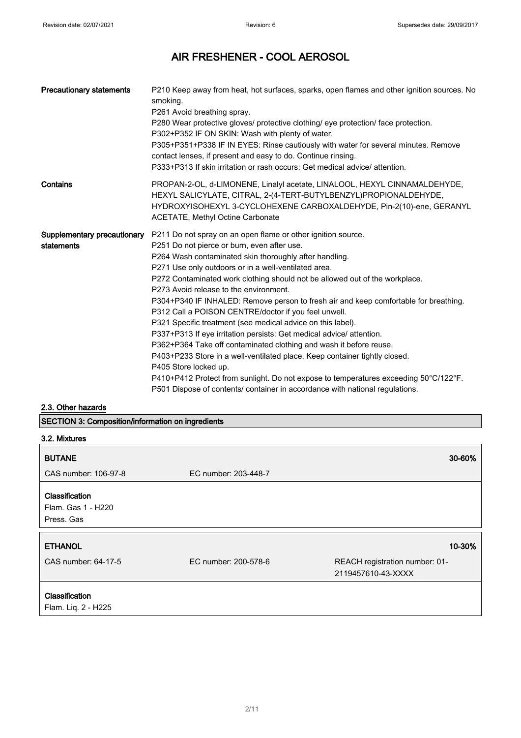| | |
|---|---|
| **Precautionary statements** | P210 Keep away from heat, hot surfaces, sparks, open flames and other ignition sources. No smoking.<br>P261 Avoid breathing spray.<br>P280 Wear protective gloves/ protective clothing/ eye protection/ face protection.<br>P302+P352 IF ON SKIN: Wash with plenty of water.<br>P305+P351+P338 IF IN EYES: Rinse cautiously with water for several minutes. Remove contact lenses, if present and easy to do. Continue rinsing.<br>P333+P313 If skin irritation or rash occurs: Get medical advice/ attention. |
| **Contains** | PROPAN-2-OL, d-LIMONENE, Linalyl acetate, LINALOOL, HEXYL CINNAMALDEHYDE, HEXYL SALICYLATE, CITRAL, 2-(4-TERT-BUTYLBENZYL)PROPIONALDEHYDE, HYDROXYISOHEXYL 3-CYCLOHEXENE CARBOXALDEHYDE, Pin-2(10)-ene, GERANYL ACETATE, Methyl Octine Carbonate |
| **Supplementary precautionary statements** | P211 Do not spray on an open flame or other ignition source.<br>P251 Do not pierce or burn, even after use.<br>P264 Wash contaminated skin thoroughly after handling.<br>P271 Use only outdoors or in a well-ventilated area.<br>P272 Contaminated work clothing should not be allowed out of the workplace.<br>P273 Avoid release to the environment.<br>P304+P340 IF INHALED: Remove person to fresh air and keep comfortable for breathing.<br>P312 Call a POISON CENTRE/doctor if you feel unwell.<br>P321 Specific treatment (see medical advice on this label).<br>P337+P313 If eye irritation persists: Get medical advice/ attention.<br>P362+P364 Take off contaminated clothing and wash it before reuse.<br>P403+P233 Store in a well-ventilated place. Keep container tightly closed.<br>P405 Store locked up.<br>P410+P412 Protect from sunlight. Do not expose to temperatures exceeding 50°C/122°F.<br>P501 Dispose of contents/ container in accordance with national regulations. |

### 2.3. Other hazards

## SECTION 3: Composition/information on ingredients

### 3.2. Mixtures

| **BUTANE** | | **30-60%** |
|---|---|---|
| CAS number: 106-97-8 | EC number: 203-448-7 | |

**Classification**
Flam. Gas 1 - H220
Press. Gas

| **ETHANOL** | | **10-30%** |
|---|---|---|
| CAS number: 64-17-5 | EC number: 200-578-6 | REACH registration number: 01-2119457610-43-XXXX |

**Classification**
Flam. Liq. 2 - H225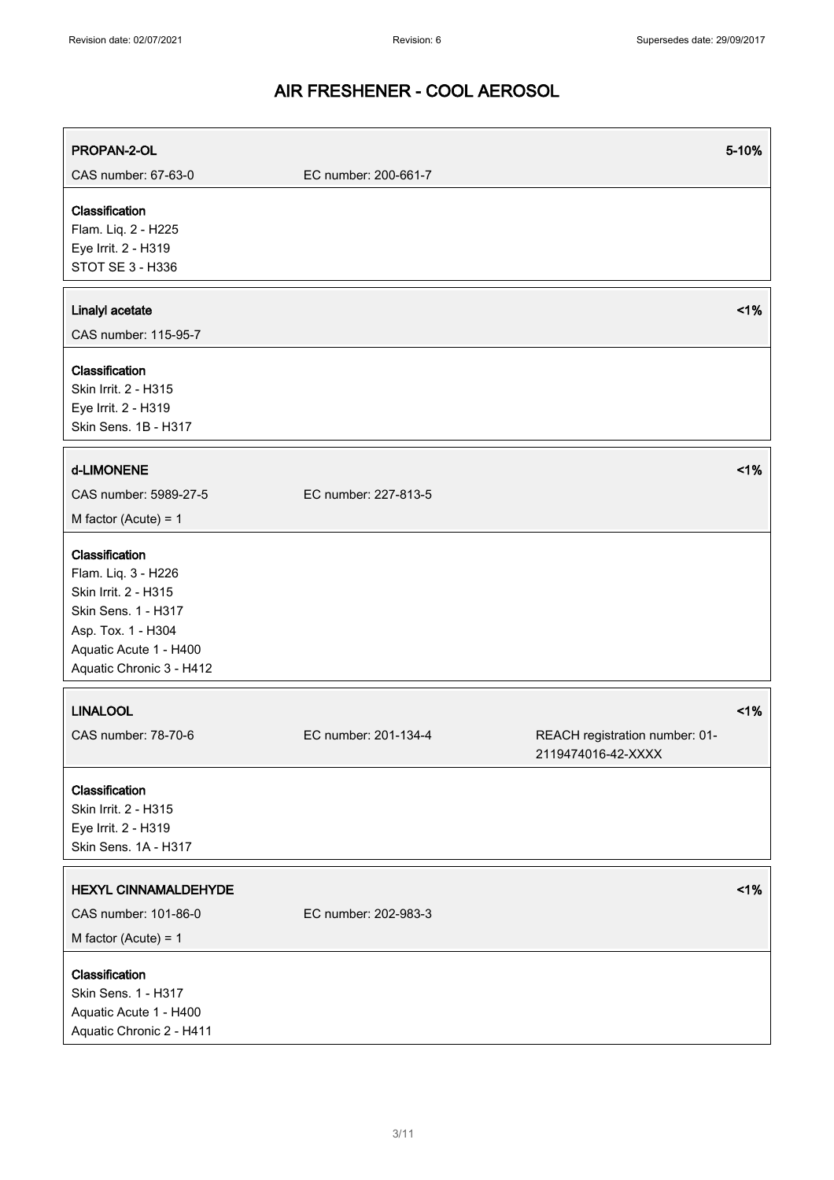## AIR FRESHENER - COOL AEROSOL

| **PROPAN-2-OL** | | **5-10%** |
|---|---|---|
| CAS number: 67-63-0 | EC number: 200-661-7 | |

**Classification**
Flam. Liq. 2 - H225
Eye Irrit. 2 - H319
STOT SE 3 - H336

| **Linalyl acetate** | **<1%** |
|---|---|
| CAS number: 115-95-7 | |

**Classification**
Skin Irrit. 2 - H315
Eye Irrit. 2 - H319
Skin Sens. 1B - H317

| **d-LIMONENE** | | **<1%** |
|---|---|---|
| CAS number: 5989-27-5 | EC number: 227-813-5 | |
| M factor (Acute) = 1 | | |

**Classification**
Flam. Liq. 3 - H226
Skin Irrit. 2 - H315
Skin Sens. 1 - H317
Asp. Tox. 1 - H304
Aquatic Acute 1 - H400
Aquatic Chronic 3 - H412

| **LINALOOL** | | **<1%** |
|---|---|---|
| CAS number: 78-70-6 | EC number: 201-134-4 | REACH registration number: 01-2119474016-42-XXXX |

**Classification**
Skin Irrit. 2 - H315
Eye Irrit. 2 - H319
Skin Sens. 1A - H317

| **HEXYL CINNAMALDEHYDE** | | **<1%** |
|---|---|---|
| CAS number: 101-86-0 | EC number: 202-983-3 | |
| M factor (Acute) = 1 | | |

**Classification**
Skin Sens. 1 - H317
Aquatic Acute 1 - H400
Aquatic Chronic 2 - H411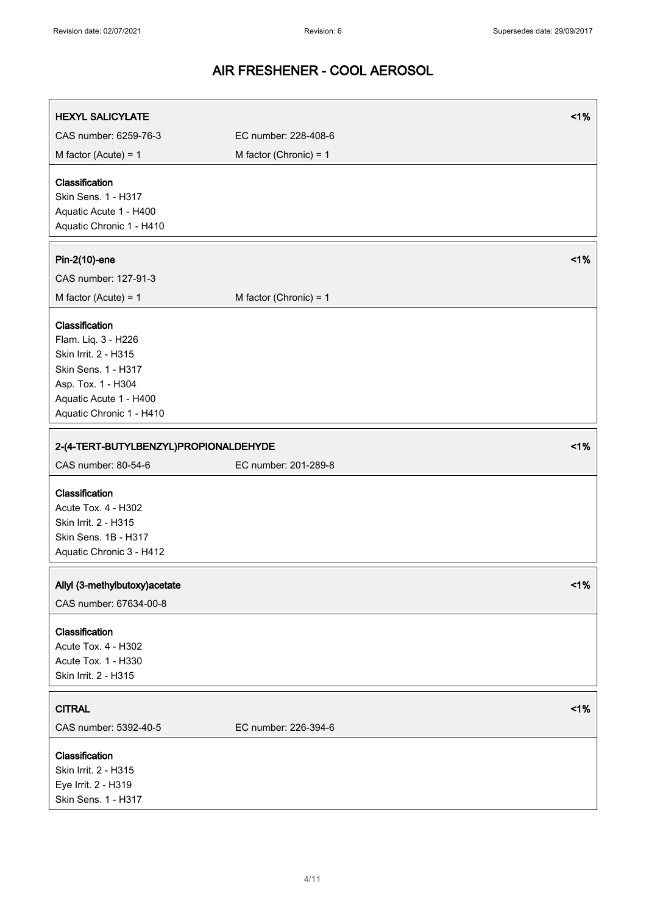# AIR FRESHENER - COOL AEROSOL

| **HEXYL SALICYLATE** | | **<1%** |
|---|---|---|
| CAS number: 6259-76-3 | EC number: 228-408-6 | |
| M factor (Acute) = 1 | M factor (Chronic) = 1 | |

**Classification**
Skin Sens. 1 - H317
Aquatic Acute 1 - H400
Aquatic Chronic 1 - H410

| **Pin-2(10)-ene** | | **<1%** |
|---|---|---|
| CAS number: 127-91-3 | | |
| M factor (Acute) = 1 | M factor (Chronic) = 1 | |

**Classification**
Flam. Liq. 3 - H226
Skin Irrit. 2 - H315
Skin Sens. 1 - H317
Asp. Tox. 1 - H304
Aquatic Acute 1 - H400
Aquatic Chronic 1 - H410

| **2-(4-TERT-BUTYLBENZYL)PROPIONALDEHYDE** | | **<1%** |
|---|---|---|
| CAS number: 80-54-6 | EC number: 201-289-8 | |

**Classification**
Acute Tox. 4 - H302
Skin Irrit. 2 - H315
Skin Sens. 1B - H317
Aquatic Chronic 3 - H412

| **Allyl (3-methylbutoxy)acetate** | **<1%** |
|---|---|
| CAS number: 67634-00-8 | |

**Classification**
Acute Tox. 4 - H302
Acute Tox. 1 - H330
Skin Irrit. 2 - H315

| **CITRAL** | | **<1%** |
|---|---|---|
| CAS number: 5392-40-5 | EC number: 226-394-6 | |

**Classification**
Skin Irrit. 2 - H315
Eye Irrit. 2 - H319
Skin Sens. 1 - H317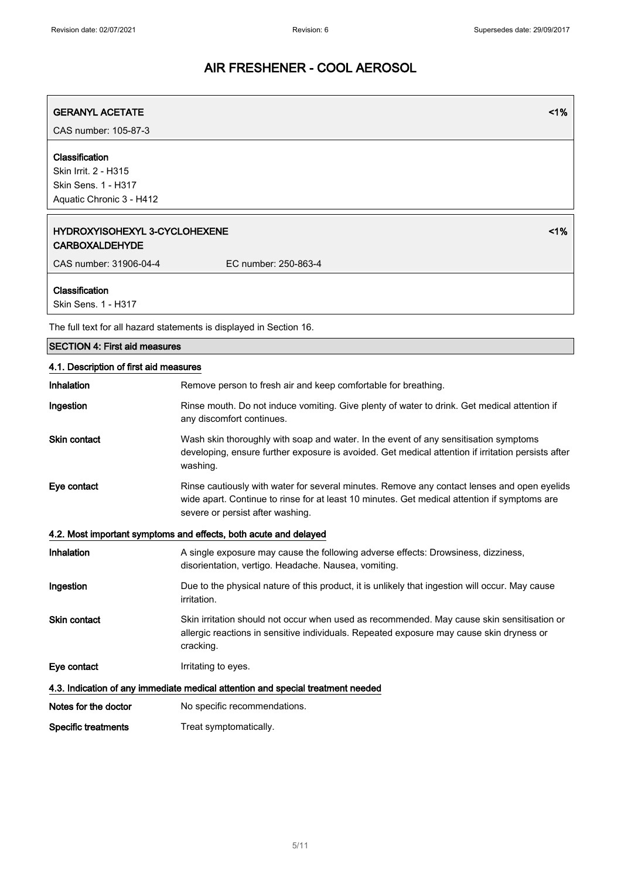| GERANYL ACETATE | <1% |
|---|---|
| CAS number: 105-87-3 | |

**Classification**
Skin Irrit. 2 - H315
Skin Sens. 1 - H317
Aquatic Chronic 3 - H412

| HYDROXYISOHEXYL 3-CYCLOHEXENE CARBOXALDEHYDE | | <1% |
|---|---|---|
| CAS number: 31906-04-4 | EC number: 250-863-4 | |

**Classification**
Skin Sens. 1 - H317

The full text for all hazard statements is displayed in Section 16.

## SECTION 4: First aid measures

### 4.1. Description of first aid measures

| | |
|---|---|
| **Inhalation** | Remove person to fresh air and keep comfortable for breathing. |
| **Ingestion** | Rinse mouth. Do not induce vomiting. Give plenty of water to drink. Get medical attention if any discomfort continues. |
| **Skin contact** | Wash skin thoroughly with soap and water. In the event of any sensitisation symptoms developing, ensure further exposure is avoided. Get medical attention if irritation persists after washing. |
| **Eye contact** | Rinse cautiously with water for several minutes. Remove any contact lenses and open eyelids wide apart. Continue to rinse for at least 10 minutes. Get medical attention if symptoms are severe or persist after washing. |

### 4.2. Most important symptoms and effects, both acute and delayed

| | |
|---|---|
| **Inhalation** | A single exposure may cause the following adverse effects: Drowsiness, dizziness, disorientation, vertigo. Headache. Nausea, vomiting. |
| **Ingestion** | Due to the physical nature of this product, it is unlikely that ingestion will occur. May cause irritation. |
| **Skin contact** | Skin irritation should not occur when used as recommended. May cause skin sensitisation or allergic reactions in sensitive individuals. Repeated exposure may cause skin dryness or cracking. |
| **Eye contact** | Irritating to eyes. |

### 4.3. Indication of any immediate medical attention and special treatment needed

| | |
|---|---|
| **Notes for the doctor** | No specific recommendations. |
| **Specific treatments** | Treat symptomatically. |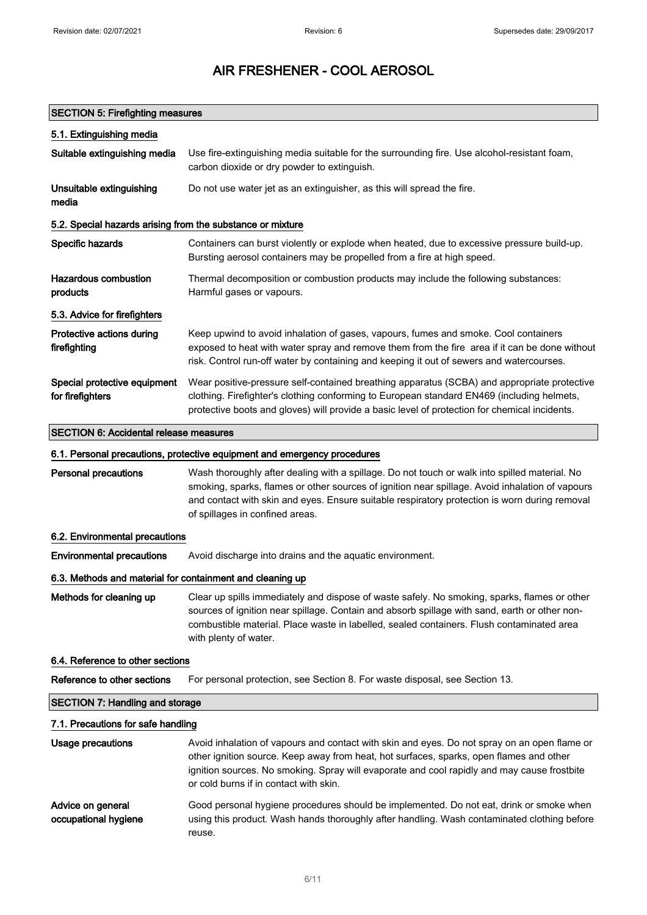# AIR FRESHENER - COOL AEROSOL

## SECTION 5: Firefighting measures

### 5.1. Extinguishing media

**Suitable extinguishing media** Use fire-extinguishing media suitable for the surrounding fire. Use alcohol-resistant foam, carbon dioxide or dry powder to extinguish.

**Unsuitable extinguishing media** Do not use water jet as an extinguisher, as this will spread the fire.

### 5.2. Special hazards arising from the substance or mixture

**Specific hazards** Containers can burst violently or explode when heated, due to excessive pressure build-up. Bursting aerosol containers may be propelled from a fire at high speed.

**Hazardous combustion products** Thermal decomposition or combustion products may include the following substances: Harmful gases or vapours.

### 5.3. Advice for firefighters

**Protective actions during firefighting** Keep upwind to avoid inhalation of gases, vapours, fumes and smoke. Cool containers exposed to heat with water spray and remove them from the fire area if it can be done without risk. Control run-off water by containing and keeping it out of sewers and watercourses.

**Special protective equipment for firefighters** Wear positive-pressure self-contained breathing apparatus (SCBA) and appropriate protective clothing. Firefighter's clothing conforming to European standard EN469 (including helmets, protective boots and gloves) will provide a basic level of protection for chemical incidents.

## SECTION 6: Accidental release measures

### 6.1. Personal precautions, protective equipment and emergency procedures

**Personal precautions** Wash thoroughly after dealing with a spillage. Do not touch or walk into spilled material. No smoking, sparks, flames or other sources of ignition near spillage. Avoid inhalation of vapours and contact with skin and eyes. Ensure suitable respiratory protection is worn during removal of spillages in confined areas.

### 6.2. Environmental precautions

**Environmental precautions** Avoid discharge into drains and the aquatic environment.

### 6.3. Methods and material for containment and cleaning up

**Methods for cleaning up** Clear up spills immediately and dispose of waste safely. No smoking, sparks, flames or other sources of ignition near spillage. Contain and absorb spillage with sand, earth or other non-combustible material. Place waste in labelled, sealed containers. Flush contaminated area with plenty of water.

### 6.4. Reference to other sections

**Reference to other sections** For personal protection, see Section 8. For waste disposal, see Section 13.

## SECTION 7: Handling and storage

### 7.1. Precautions for safe handling

**Usage precautions** Avoid inhalation of vapours and contact with skin and eyes. Do not spray on an open flame or other ignition source. Keep away from heat, hot surfaces, sparks, open flames and other ignition sources. No smoking. Spray will evaporate and cool rapidly and may cause frostbite or cold burns if in contact with skin.

**Advice on general occupational hygiene** Good personal hygiene procedures should be implemented. Do not eat, drink or smoke when using this product. Wash hands thoroughly after handling. Wash contaminated clothing before reuse.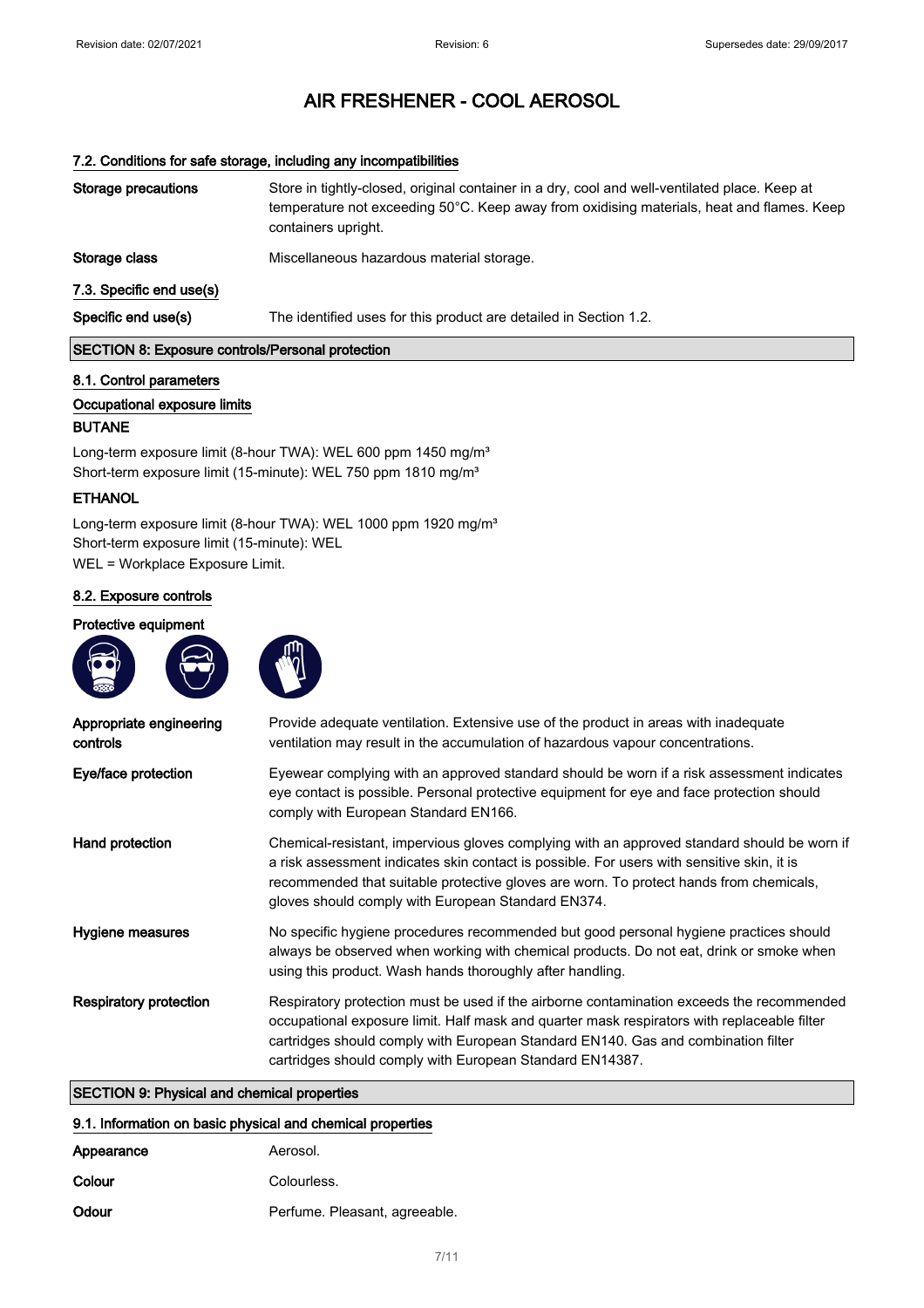### 7.2. Conditions for safe storage, including any incompatibilities

**Storage precautions** Store in tightly-closed, original container in a dry, cool and well-ventilated place. Keep at temperature not exceeding 50°C. Keep away from oxidising materials, heat and flames. Keep containers upright.

**Storage class** Miscellaneous hazardous material storage.

### 7.3. Specific end use(s)

**Specific end use(s)** The identified uses for this product are detailed in Section 1.2.

## SECTION 8: Exposure controls/Personal protection

### 8.1. Control parameters

#### Occupational exposure limits

**BUTANE**

Long-term exposure limit (8-hour TWA): WEL 600 ppm 1450 mg/m³
Short-term exposure limit (15-minute): WEL 750 ppm 1810 mg/m³

**ETHANOL**

Long-term exposure limit (8-hour TWA): WEL 1000 ppm 1920 mg/m³
Short-term exposure limit (15-minute): WEL
WEL = Workplace Exposure Limit.

### 8.2. Exposure controls

**Protective equipment**

**Appropriate engineering controls** Provide adequate ventilation. Extensive use of the product in areas with inadequate ventilation may result in the accumulation of hazardous vapour concentrations.

**Eye/face protection** Eyewear complying with an approved standard should be worn if a risk assessment indicates eye contact is possible. Personal protective equipment for eye and face protection should comply with European Standard EN166.

**Hand protection** Chemical-resistant, impervious gloves complying with an approved standard should be worn if a risk assessment indicates skin contact is possible. For users with sensitive skin, it is recommended that suitable protective gloves are worn. To protect hands from chemicals, gloves should comply with European Standard EN374.

**Hygiene measures** No specific hygiene procedures recommended but good personal hygiene practices should always be observed when working with chemical products. Do not eat, drink or smoke when using this product. Wash hands thoroughly after handling.

**Respiratory protection** Respiratory protection must be used if the airborne contamination exceeds the recommended occupational exposure limit. Half mask and quarter mask respirators with replaceable filter cartridges should comply with European Standard EN140. Gas and combination filter cartridges should comply with European Standard EN14387.

## SECTION 9: Physical and chemical properties

### 9.1. Information on basic physical and chemical properties

**Appearance** Aerosol.

**Colour** Colourless.

**Odour** Perfume. Pleasant, agreeable.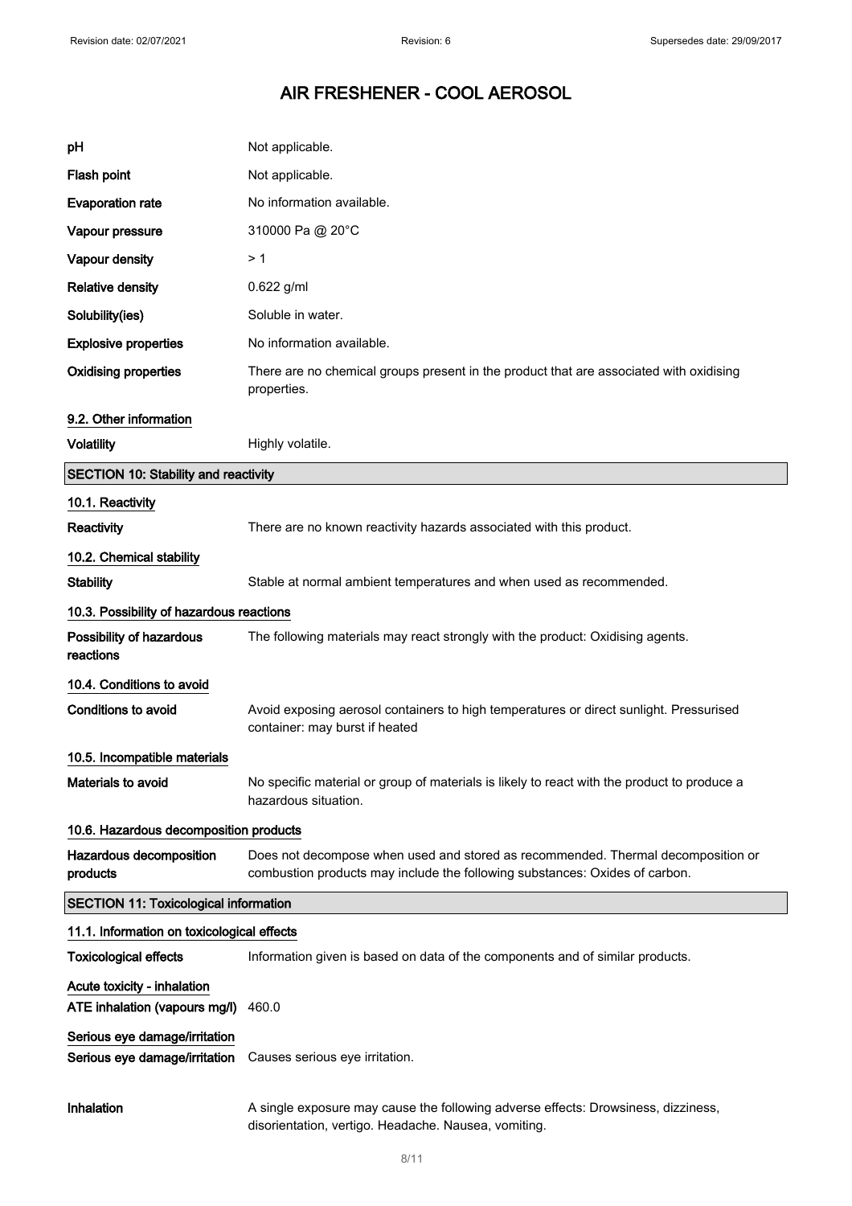| | |
|---|---|
| **pH** | Not applicable. |
| **Flash point** | Not applicable. |
| **Evaporation rate** | No information available. |
| **Vapour pressure** | 310000 Pa @ 20°C |
| **Vapour density** | > 1 |
| **Relative density** | 0.622 g/ml |
| **Solubility(ies)** | Soluble in water. |
| **Explosive properties** | No information available. |
| **Oxidising properties** | There are no chemical groups present in the product that are associated with oxidising properties. |

### 9.2. Other information

| | |
|---|---|
| **Volatility** | Highly volatile. |

## SECTION 10: Stability and reactivity

### 10.1. Reactivity

| | |
|---|---|
| **Reactivity** | There are no known reactivity hazards associated with this product. |

### 10.2. Chemical stability

| | |
|---|---|
| **Stability** | Stable at normal ambient temperatures and when used as recommended. |

### 10.3. Possibility of hazardous reactions

| | |
|---|---|
| **Possibility of hazardous reactions** | The following materials may react strongly with the product: Oxidising agents. |

### 10.4. Conditions to avoid

| | |
|---|---|
| **Conditions to avoid** | Avoid exposing aerosol containers to high temperatures or direct sunlight. Pressurised container: may burst if heated |

### 10.5. Incompatible materials

| | |
|---|---|
| **Materials to avoid** | No specific material or group of materials is likely to react with the product to produce a hazardous situation. |

### 10.6. Hazardous decomposition products

| | |
|---|---|
| **Hazardous decomposition products** | Does not decompose when used and stored as recommended. Thermal decomposition or combustion products may include the following substances: Oxides of carbon. |

## SECTION 11: Toxicological information

### 11.1. Information on toxicological effects

| | |
|---|---|
| **Toxicological effects** | Information given is based on data of the components and of similar products. |

**Acute toxicity - inhalation**

| | |
|---|---|
| **ATE inhalation (vapours mg/l)** | 460.0 |

**Serious eye damage/irritation**

| | |
|---|---|
| **Serious eye damage/irritation** | Causes serious eye irritation. |
| **Inhalation** | A single exposure may cause the following adverse effects: Drowsiness, dizziness, disorientation, vertigo. Headache. Nausea, vomiting. |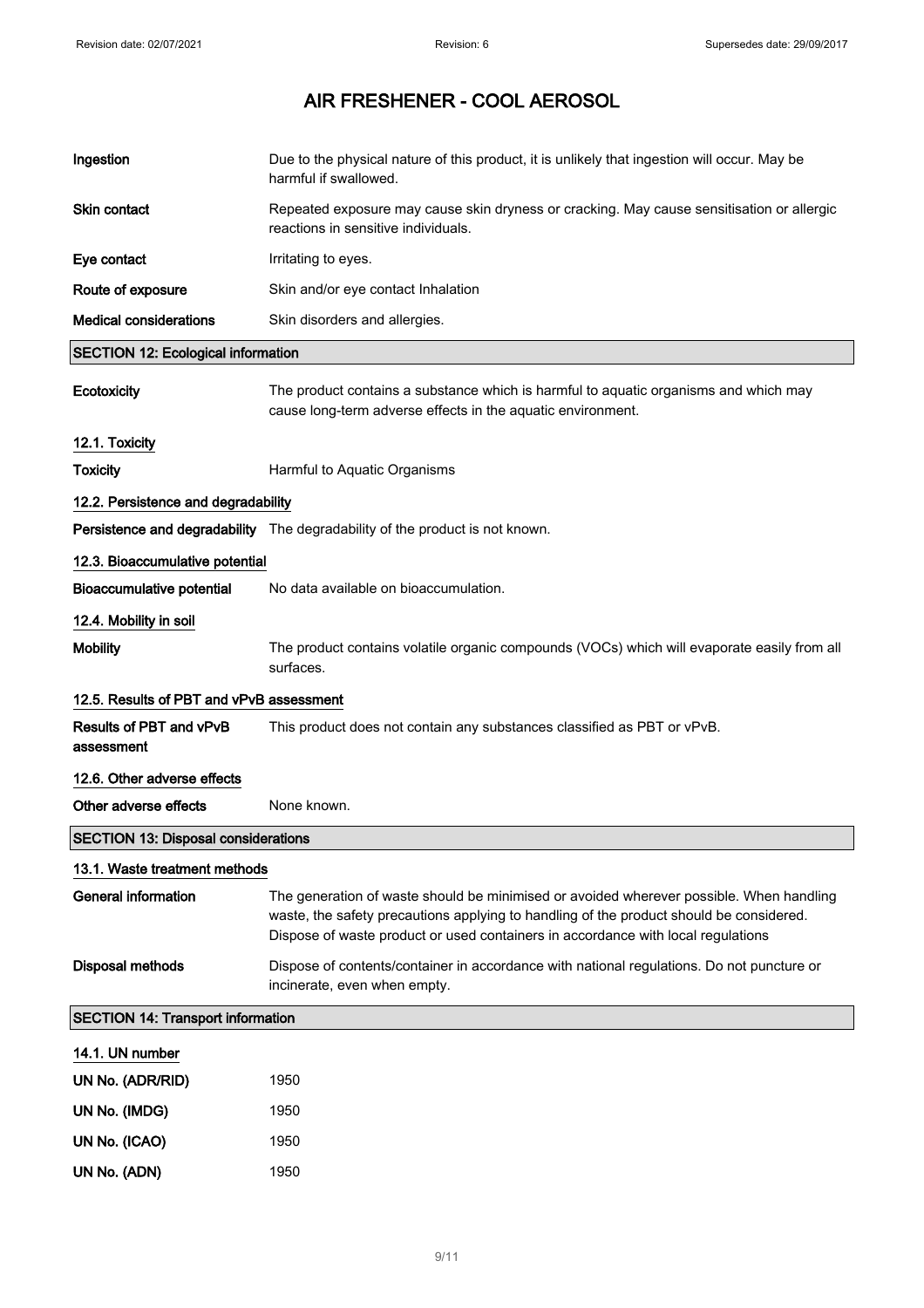# AIR FRESHENER - COOL AEROSOL

| | |
|---|---|
| **Ingestion** | Due to the physical nature of this product, it is unlikely that ingestion will occur. May be harmful if swallowed. |
| **Skin contact** | Repeated exposure may cause skin dryness or cracking. May cause sensitisation or allergic reactions in sensitive individuals. |
| **Eye contact** | Irritating to eyes. |
| **Route of exposure** | Skin and/or eye contact Inhalation |
| **Medical considerations** | Skin disorders and allergies. |

## SECTION 12: Ecological information

| | |
|---|---|
| **Ecotoxicity** | The product contains a substance which is harmful to aquatic organisms and which may cause long-term adverse effects in the aquatic environment. |

### 12.1. Toxicity

| | |
|---|---|
| **Toxicity** | Harmful to Aquatic Organisms |

### 12.2. Persistence and degradability

| | |
|---|---|
| **Persistence and degradability** | The degradability of the product is not known. |

### 12.3. Bioaccumulative potential

| | |
|---|---|
| **Bioaccumulative potential** | No data available on bioaccumulation. |

### 12.4. Mobility in soil

| | |
|---|---|
| **Mobility** | The product contains volatile organic compounds (VOCs) which will evaporate easily from all surfaces. |

### 12.5. Results of PBT and vPvB assessment

| | |
|---|---|
| **Results of PBT and vPvB assessment** | This product does not contain any substances classified as PBT or vPvB. |

### 12.6. Other adverse effects

| | |
|---|---|
| **Other adverse effects** | None known. |

## SECTION 13: Disposal considerations

### 13.1. Waste treatment methods

| | |
|---|---|
| **General information** | The generation of waste should be minimised or avoided wherever possible. When handling waste, the safety precautions applying to handling of the product should be considered. Dispose of waste product or used containers in accordance with local regulations |
| **Disposal methods** | Dispose of contents/container in accordance with national regulations. Do not puncture or incinerate, even when empty. |

## SECTION 14: Transport information

### 14.1. UN number

| | |
|---|---|
| **UN No. (ADR/RID)** | 1950 |
| **UN No. (IMDG)** | 1950 |
| **UN No. (ICAO)** | 1950 |
| **UN No. (ADN)** | 1950 |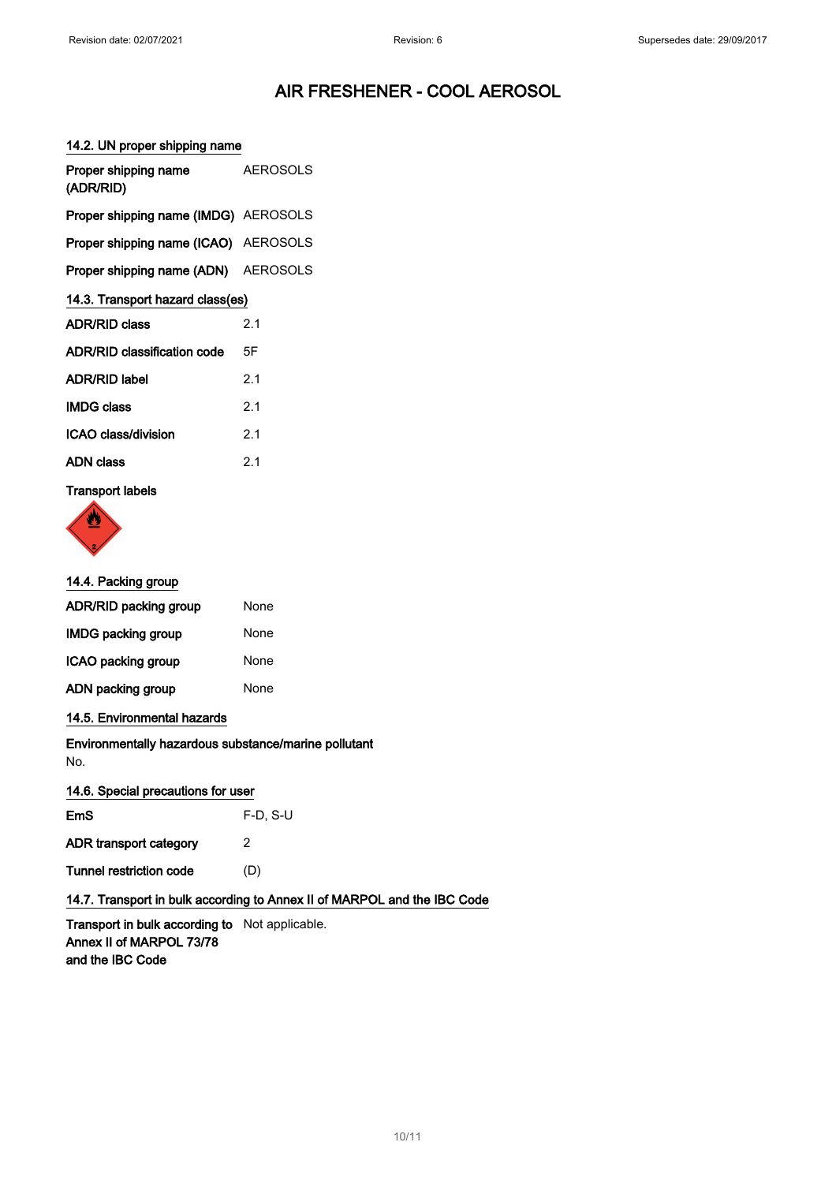# AIR FRESHENER - COOL AEROSOL

### 14.2. UN proper shipping name

| | |
|---|---|
| **Proper shipping name (ADR/RID)** | AEROSOLS |
| **Proper shipping name (IMDG)** | AEROSOLS |
| **Proper shipping name (ICAO)** | AEROSOLS |
| **Proper shipping name (ADN)** | AEROSOLS |

### 14.3. Transport hazard class(es)

| | |
|---|---|
| **ADR/RID class** | 2.1 |
| **ADR/RID classification code** | 5F |
| **ADR/RID label** | 2.1 |
| **IMDG class** | 2.1 |
| **ICAO class/division** | 2.1 |
| **ADN class** | 2.1 |

**Transport labels**

### 14.4. Packing group

| | |
|---|---|
| **ADR/RID packing group** | None |
| **IMDG packing group** | None |
| **ICAO packing group** | None |
| **ADN packing group** | None |

### 14.5. Environmental hazards

**Environmentally hazardous substance/marine pollutant**
No.

### 14.6. Special precautions for user

| | |
|---|---|
| **EmS** | F-D, S-U |
| **ADR transport category** | 2 |
| **Tunnel restriction code** | (D) |

### 14.7. Transport in bulk according to Annex II of MARPOL and the IBC Code

| | |
|---|---|
| **Transport in bulk according to Annex II of MARPOL 73/78 and the IBC Code** | Not applicable. |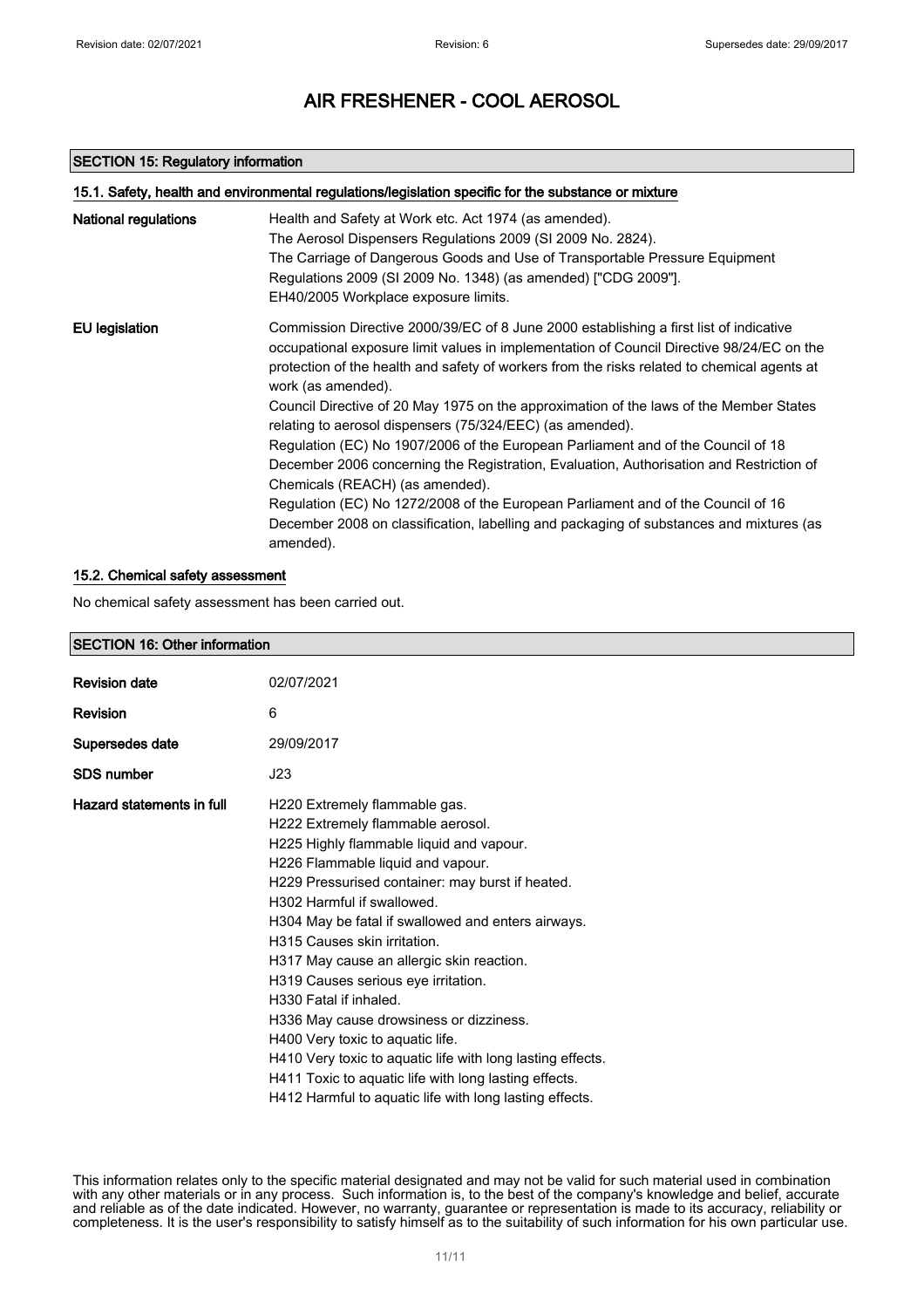# AIR FRESHENER - COOL AEROSOL

## SECTION 15: Regulatory information

### 15.1. Safety, health and environmental regulations/legislation specific for the substance or mixture

| | |
|---|---|
| **National regulations** | Health and Safety at Work etc. Act 1974 (as amended).<br>The Aerosol Dispensers Regulations 2009 (SI 2009 No. 2824).<br>The Carriage of Dangerous Goods and Use of Transportable Pressure Equipment Regulations 2009 (SI 2009 No. 1348) (as amended) ["CDG 2009"].<br>EH40/2005 Workplace exposure limits. |
| **EU legislation** | Commission Directive 2000/39/EC of 8 June 2000 establishing a first list of indicative occupational exposure limit values in implementation of Council Directive 98/24/EC on the protection of the health and safety of workers from the risks related to chemical agents at work (as amended).<br>Council Directive of 20 May 1975 on the approximation of the laws of the Member States relating to aerosol dispensers (75/324/EEC) (as amended).<br>Regulation (EC) No 1907/2006 of the European Parliament and of the Council of 18 December 2006 concerning the Registration, Evaluation, Authorisation and Restriction of Chemicals (REACH) (as amended).<br>Regulation (EC) No 1272/2008 of the European Parliament and of the Council of 16 December 2008 on classification, labelling and packaging of substances and mixtures (as amended). |

### 15.2. Chemical safety assessment

No chemical safety assessment has been carried out.

## SECTION 16: Other information

| | |
|---|---|
| **Revision date** | 02/07/2021 |
| **Revision** | 6 |
| **Supersedes date** | 29/09/2017 |
| **SDS number** | J23 |
| **Hazard statements in full** | H220 Extremely flammable gas.<br>H222 Extremely flammable aerosol.<br>H225 Highly flammable liquid and vapour.<br>H226 Flammable liquid and vapour.<br>H229 Pressurised container: may burst if heated.<br>H302 Harmful if swallowed.<br>H304 May be fatal if swallowed and enters airways.<br>H315 Causes skin irritation.<br>H317 May cause an allergic skin reaction.<br>H319 Causes serious eye irritation.<br>H330 Fatal if inhaled.<br>H336 May cause drowsiness or dizziness.<br>H400 Very toxic to aquatic life.<br>H410 Very toxic to aquatic life with long lasting effects.<br>H411 Toxic to aquatic life with long lasting effects.<br>H412 Harmful to aquatic life with long lasting effects. |

This information relates only to the specific material designated and may not be valid for such material used in combination with any other materials or in any process. Such information is, to the best of the company's knowledge and belief, accurate and reliable as of the date indicated. However, no warranty, guarantee or representation is made to its accuracy, reliability or completeness. It is the user's responsibility to satisfy himself as to the suitability of such information for his own particular use.